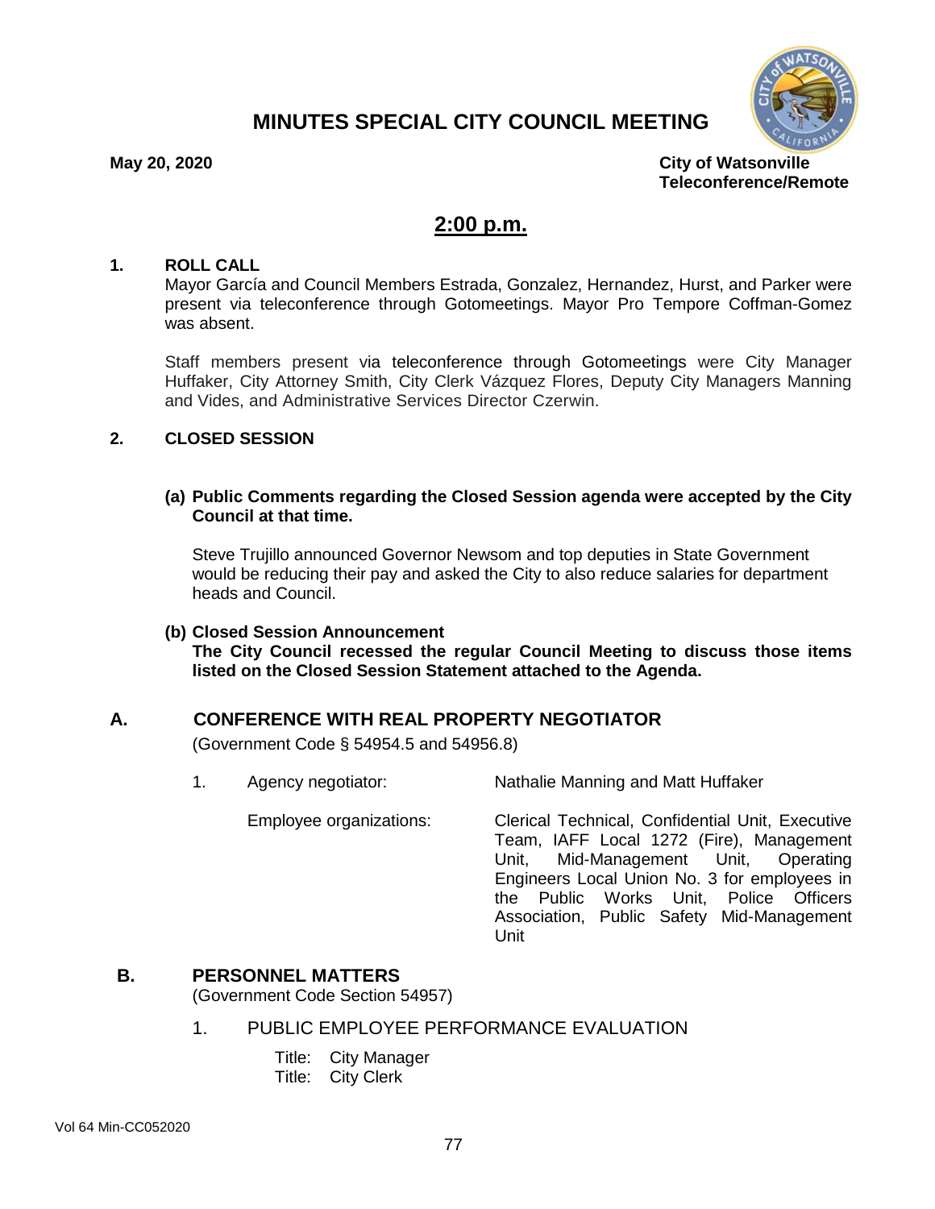# MINUTES SPECIAL CITY COUNCIL MEETING

**May 20, 2020**

**City of Watsonville**
**Teleconference/Remote**

## 2:00 p.m.

**1. ROLL CALL**

Mayor García and Council Members Estrada, Gonzalez, Hernandez, Hurst, and Parker were present via teleconference through Gotomeetings. Mayor Pro Tempore Coffman-Gomez was absent.

Staff members present via teleconference through Gotomeetings were City Manager Huffaker, City Attorney Smith, City Clerk Vázquez Flores, Deputy City Managers Manning and Vides, and Administrative Services Director Czerwin.

**2. CLOSED SESSION**

**(a) Public Comments regarding the Closed Session agenda were accepted by the City Council at that time.**

Steve Trujillo announced Governor Newsom and top deputies in State Government would be reducing their pay and asked the City to also reduce salaries for department heads and Council.

**(b) Closed Session Announcement**
**The City Council recessed the regular Council Meeting to discuss those items listed on the Closed Session Statement attached to the Agenda.**

### A. CONFERENCE WITH REAL PROPERTY NEGOTIATOR

(Government Code § 54954.5 and 54956.8)

1. Agency negotiator: Nathalie Manning and Matt Huffaker

   Employee organizations: Clerical Technical, Confidential Unit, Executive Team, IAFF Local 1272 (Fire), Management Unit, Mid-Management Unit, Operating Engineers Local Union No. 3 for employees in the Public Works Unit, Police Officers Association, Public Safety Mid-Management Unit

### B. PERSONNEL MATTERS

(Government Code Section 54957)

1. PUBLIC EMPLOYEE PERFORMANCE EVALUATION

   Title: City Manager
   Title: City Clerk

Vol 64 Min-CC052020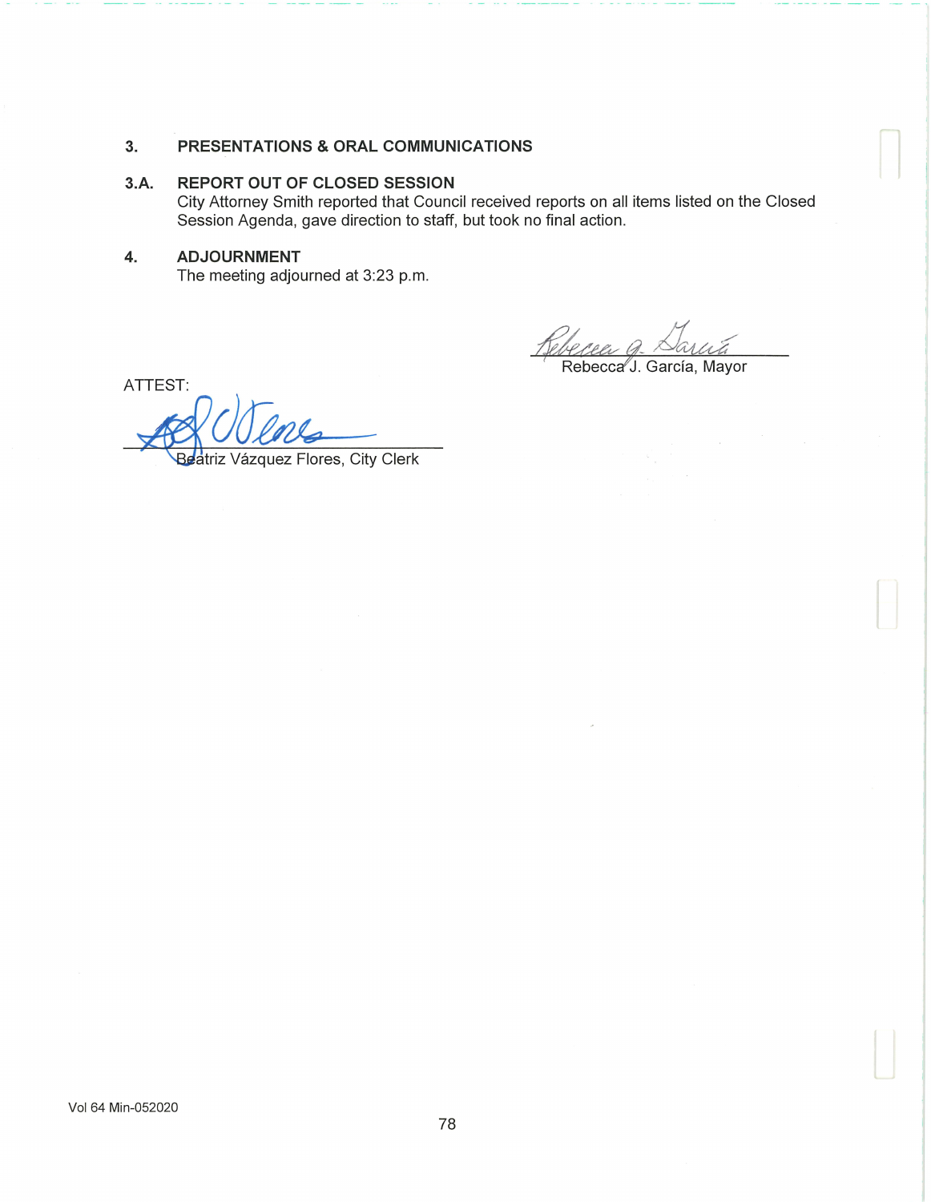## 3. PRESENTATIONS & ORAL COMMUNICATIONS

### 3.A. REPORT OUT OF CLOSED SESSION

City Attorney Smith reported that Council received reports on all items listed on the Closed Session Agenda, gave direction to staff, but took no final action.

## 4. ADJOURNMENT

The meeting adjourned at 3:23 p.m.

Rebecca J. García, Mayor

ATTEST:

Beatriz Vázquez Flores, City Clerk

Vol 64 Min-052020